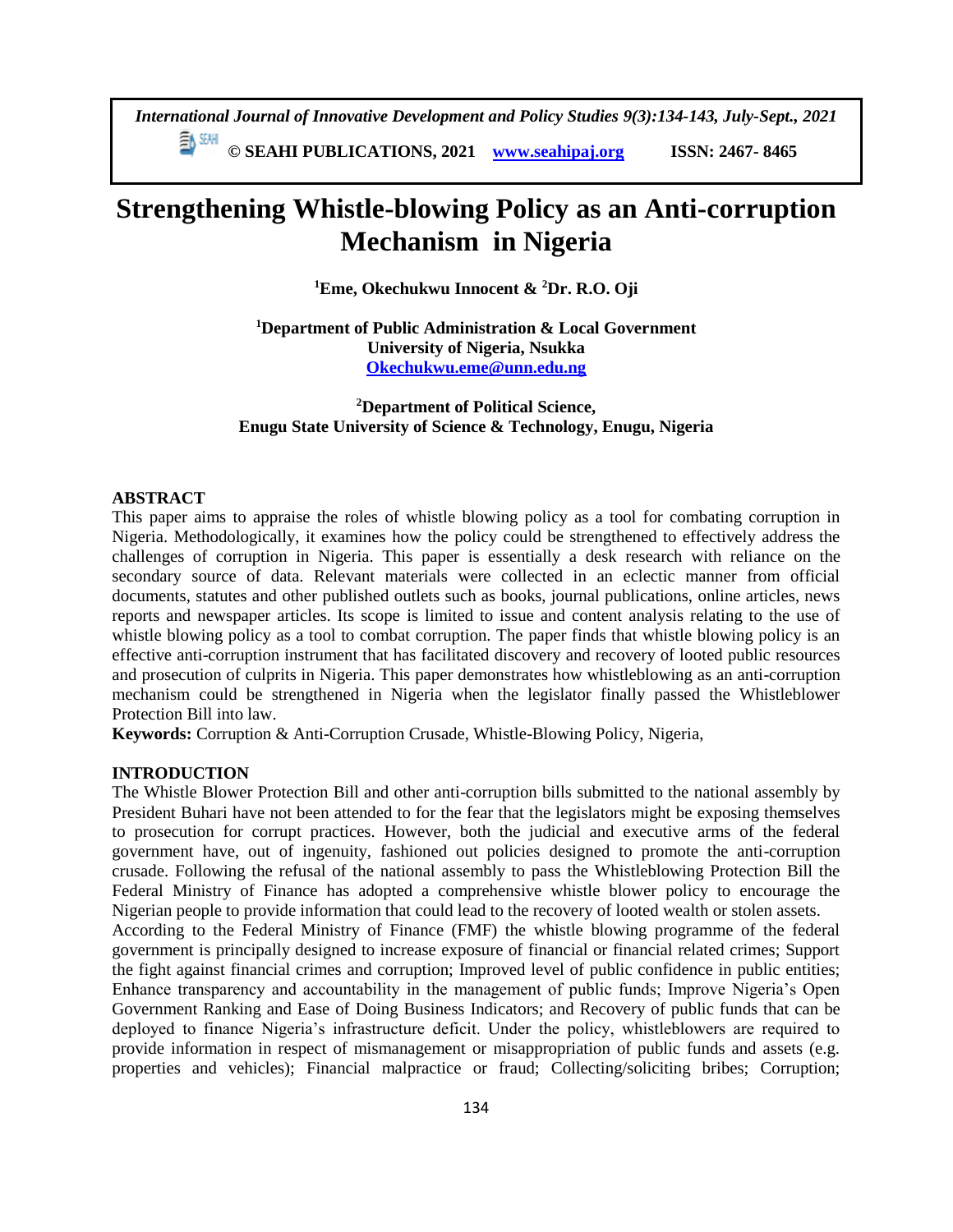# Strengthening Whistle-blowing Policy as an Anti-corruption Mechanism in Nigeria

**[1]Eme, Okechukwu Innocent & [2]Dr. R.O. Oji**

**[1]Department of Public Administration & Local Government**
**University of Nigeria, Nsukka**
**Okechukwu.eme@unn.edu.ng**

**[2]Department of Political Science,**
**Enugu State University of Science & Technology, Enugu, Nigeria**

## ABSTRACT

This paper aims to appraise the roles of whistle blowing policy as a tool for combating corruption in Nigeria. Methodologically, it examines how the policy could be strengthened to effectively address the challenges of corruption in Nigeria. This paper is essentially a desk research with reliance on the secondary source of data. Relevant materials were collected in an eclectic manner from official documents, statutes and other published outlets such as books, journal publications, online articles, news reports and newspaper articles. Its scope is limited to issue and content analysis relating to the use of whistle blowing policy as a tool to combat corruption. The paper finds that whistle blowing policy is an effective anti-corruption instrument that has facilitated discovery and recovery of looted public resources and prosecution of culprits in Nigeria. This paper demonstrates how whistleblowing as an anti-corruption mechanism could be strengthened in Nigeria when the legislator finally passed the Whistleblower Protection Bill into law.

**Keywords:** Corruption & Anti-Corruption Crusade, Whistle-Blowing Policy, Nigeria,

## INTRODUCTION

The Whistle Blower Protection Bill and other anti-corruption bills submitted to the national assembly by President Buhari have not been attended to for the fear that the legislators might be exposing themselves to prosecution for corrupt practices. However, both the judicial and executive arms of the federal government have, out of ingenuity, fashioned out policies designed to promote the anti-corruption crusade. Following the refusal of the national assembly to pass the Whistleblowing Protection Bill the Federal Ministry of Finance has adopted a comprehensive whistle blower policy to encourage the Nigerian people to provide information that could lead to the recovery of looted wealth or stolen assets.

According to the Federal Ministry of Finance (FMF) the whistle blowing programme of the federal government is principally designed to increase exposure of financial or financial related crimes; Support the fight against financial crimes and corruption; Improved level of public confidence in public entities; Enhance transparency and accountability in the management of public funds; Improve Nigeria's Open Government Ranking and Ease of Doing Business Indicators; and Recovery of public funds that can be deployed to finance Nigeria's infrastructure deficit. Under the policy, whistleblowers are required to provide information in respect of mismanagement or misappropriation of public funds and assets (e.g. properties and vehicles); Financial malpractice or fraud; Collecting/soliciting bribes; Corruption;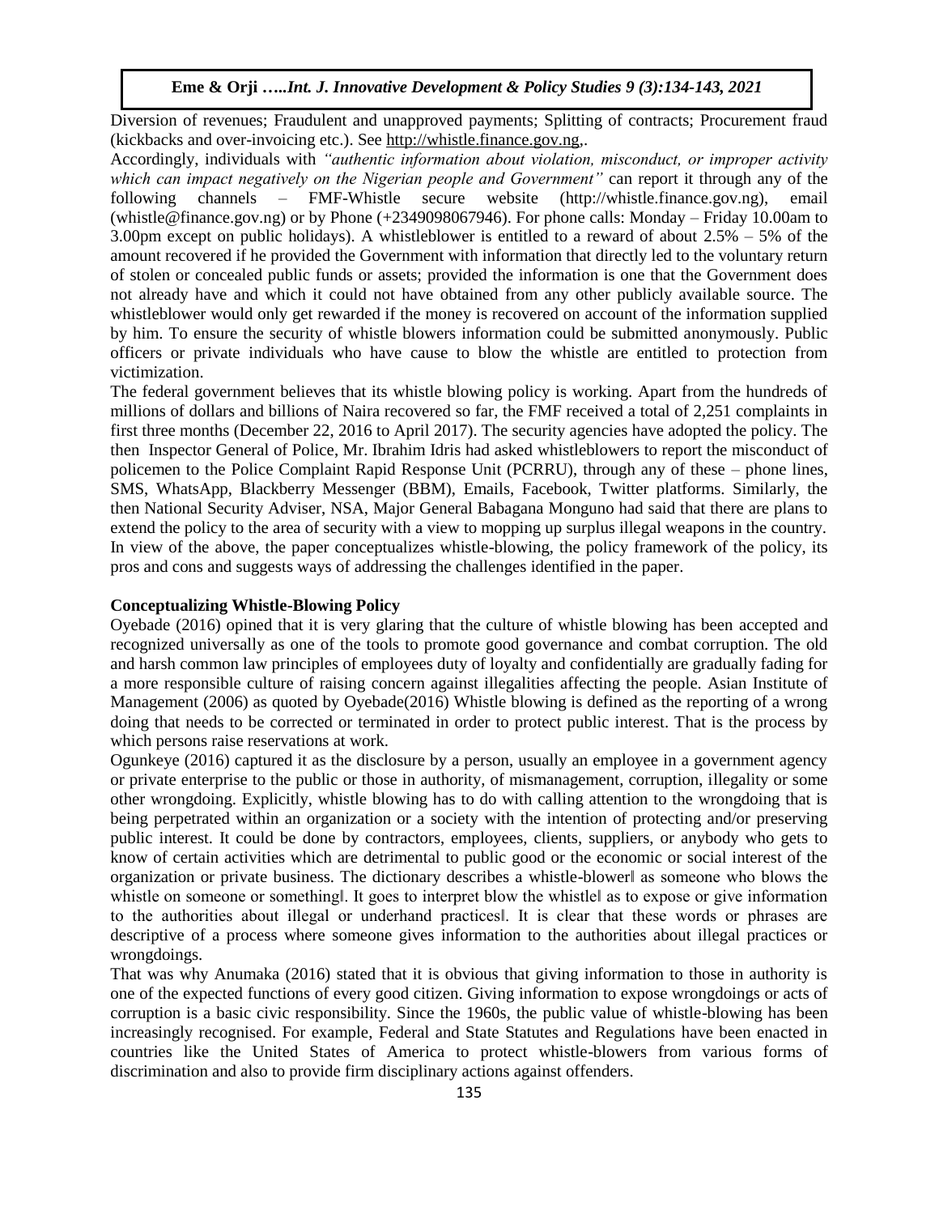Diversion of revenues; Fraudulent and unapproved payments; Splitting of contracts; Procurement fraud (kickbacks and over-invoicing etc.). See http://whistle.finance.gov.ng,.

Accordingly, individuals with *"authentic information about violation, misconduct, or improper activity which can impact negatively on the Nigerian people and Government"* can report it through any of the following channels – FMF-Whistle secure website (http://whistle.finance.gov.ng), email (whistle@finance.gov.ng) or by Phone (+2349098067946). For phone calls: Monday – Friday 10.00am to 3.00pm except on public holidays). A whistleblower is entitled to a reward of about 2.5% – 5% of the amount recovered if he provided the Government with information that directly led to the voluntary return of stolen or concealed public funds or assets; provided the information is one that the Government does not already have and which it could not have obtained from any other publicly available source. The whistleblower would only get rewarded if the money is recovered on account of the information supplied by him. To ensure the security of whistle blowers information could be submitted anonymously. Public officers or private individuals who have cause to blow the whistle are entitled to protection from victimization.

The federal government believes that its whistle blowing policy is working. Apart from the hundreds of millions of dollars and billions of Naira recovered so far, the FMF received a total of 2,251 complaints in first three months (December 22, 2016 to April 2017). The security agencies have adopted the policy. The then Inspector General of Police, Mr. Ibrahim Idris had asked whistleblowers to report the misconduct of policemen to the Police Complaint Rapid Response Unit (PCRRU), through any of these – phone lines, SMS, WhatsApp, Blackberry Messenger (BBM), Emails, Facebook, Twitter platforms. Similarly, the then National Security Adviser, NSA, Major General Babagana Monguno had said that there are plans to extend the policy to the area of security with a view to mopping up surplus illegal weapons in the country. In view of the above, the paper conceptualizes whistle-blowing, the policy framework of the policy, its pros and cons and suggests ways of addressing the challenges identified in the paper.

## Conceptualizing Whistle-Blowing Policy

Oyebade (2016) opined that it is very glaring that the culture of whistle blowing has been accepted and recognized universally as one of the tools to promote good governance and combat corruption. The old and harsh common law principles of employees duty of loyalty and confidentially are gradually fading for a more responsible culture of raising concern against illegalities affecting the people. Asian Institute of Management (2006) as quoted by Oyebade(2016) Whistle blowing is defined as the reporting of a wrong doing that needs to be corrected or terminated in order to protect public interest. That is the process by which persons raise reservations at work.

Ogunkeye (2016) captured it as the disclosure by a person, usually an employee in a government agency or private enterprise to the public or those in authority, of mismanagement, corruption, illegality or some other wrongdoing. Explicitly, whistle blowing has to do with calling attention to the wrongdoing that is being perpetrated within an organization or a society with the intention of protecting and/or preserving public interest. It could be done by contractors, employees, clients, suppliers, or anybody who gets to know of certain activities which are detrimental to public good or the economic or social interest of the organization or private business. The dictionary describes a whistle-blower‖ as someone who blows the whistle on someone or something‖. It goes to interpret blow the whistle‖ as to expose or give information to the authorities about illegal or underhand practices‖. It is clear that these words or phrases are descriptive of a process where someone gives information to the authorities about illegal practices or wrongdoings.

That was why Anumaka (2016) stated that it is obvious that giving information to those in authority is one of the expected functions of every good citizen. Giving information to expose wrongdoings or acts of corruption is a basic civic responsibility. Since the 1960s, the public value of whistle-blowing has been increasingly recognised. For example, Federal and State Statutes and Regulations have been enacted in countries like the United States of America to protect whistle-blowers from various forms of discrimination and also to provide firm disciplinary actions against offenders.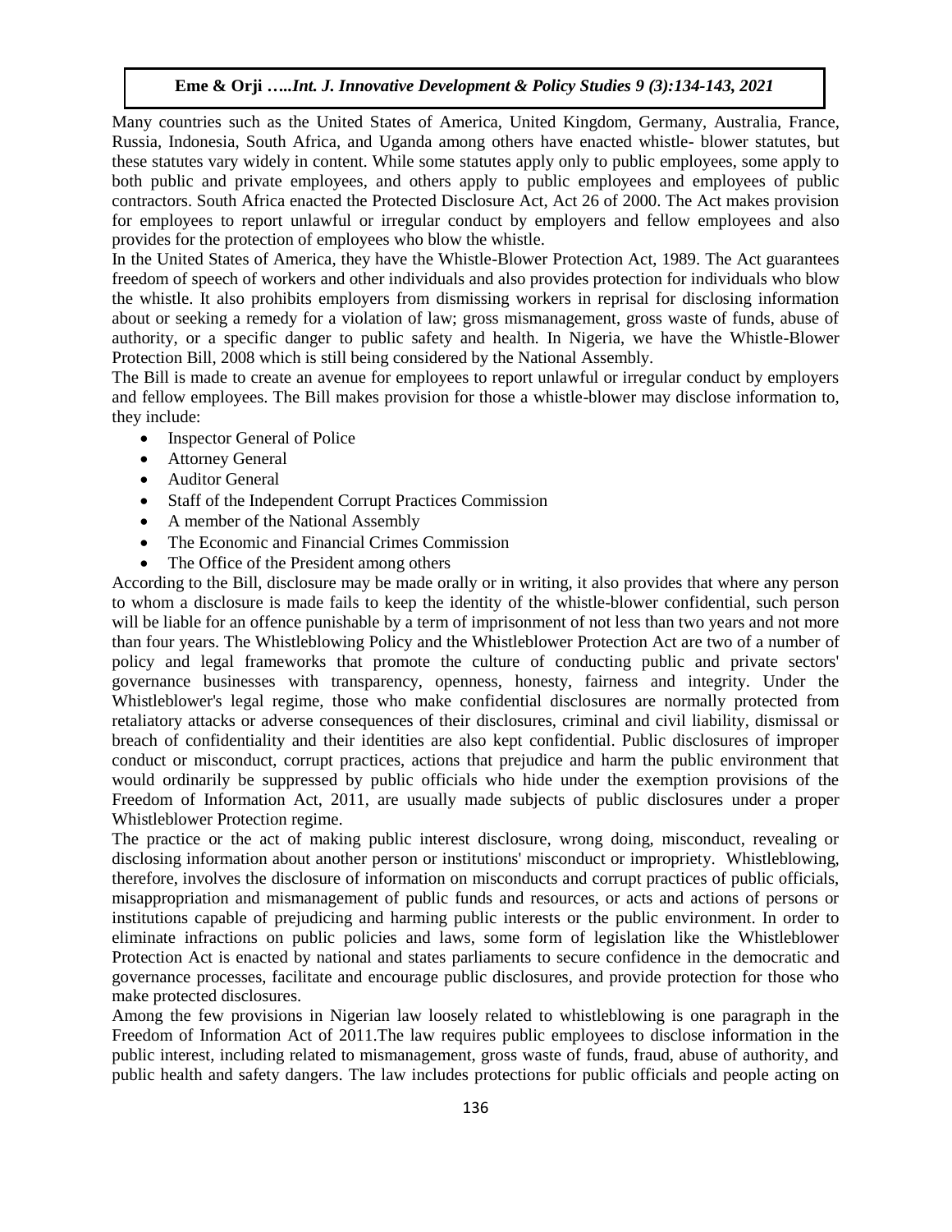Many countries such as the United States of America, United Kingdom, Germany, Australia, France, Russia, Indonesia, South Africa, and Uganda among others have enacted whistle- blower statutes, but these statutes vary widely in content. While some statutes apply only to public employees, some apply to both public and private employees, and others apply to public employees and employees of public contractors. South Africa enacted the Protected Disclosure Act, Act 26 of 2000. The Act makes provision for employees to report unlawful or irregular conduct by employers and fellow employees and also provides for the protection of employees who blow the whistle.

In the United States of America, they have the Whistle-Blower Protection Act, 1989. The Act guarantees freedom of speech of workers and other individuals and also provides protection for individuals who blow the whistle. It also prohibits employers from dismissing workers in reprisal for disclosing information about or seeking a remedy for a violation of law; gross mismanagement, gross waste of funds, abuse of authority, or a specific danger to public safety and health. In Nigeria, we have the Whistle-Blower Protection Bill, 2008 which is still being considered by the National Assembly.

The Bill is made to create an avenue for employees to report unlawful or irregular conduct by employers and fellow employees. The Bill makes provision for those a whistle-blower may disclose information to, they include:

- Inspector General of Police
- Attorney General
- Auditor General
- Staff of the Independent Corrupt Practices Commission
- A member of the National Assembly
- The Economic and Financial Crimes Commission
- The Office of the President among others

According to the Bill, disclosure may be made orally or in writing, it also provides that where any person to whom a disclosure is made fails to keep the identity of the whistle-blower confidential, such person will be liable for an offence punishable by a term of imprisonment of not less than two years and not more than four years. The Whistleblowing Policy and the Whistleblower Protection Act are two of a number of policy and legal frameworks that promote the culture of conducting public and private sectors' governance businesses with transparency, openness, honesty, fairness and integrity. Under the Whistleblower's legal regime, those who make confidential disclosures are normally protected from retaliatory attacks or adverse consequences of their disclosures, criminal and civil liability, dismissal or breach of confidentiality and their identities are also kept confidential. Public disclosures of improper conduct or misconduct, corrupt practices, actions that prejudice and harm the public environment that would ordinarily be suppressed by public officials who hide under the exemption provisions of the Freedom of Information Act, 2011, are usually made subjects of public disclosures under a proper Whistleblower Protection regime.

The practice or the act of making public interest disclosure, wrong doing, misconduct, revealing or disclosing information about another person or institutions' misconduct or impropriety. Whistleblowing, therefore, involves the disclosure of information on misconducts and corrupt practices of public officials, misappropriation and mismanagement of public funds and resources, or acts and actions of persons or institutions capable of prejudicing and harming public interests or the public environment. In order to eliminate infractions on public policies and laws, some form of legislation like the Whistleblower Protection Act is enacted by national and states parliaments to secure confidence in the democratic and governance processes, facilitate and encourage public disclosures, and provide protection for those who make protected disclosures.

Among the few provisions in Nigerian law loosely related to whistleblowing is one paragraph in the Freedom of Information Act of 2011.The law requires public employees to disclose information in the public interest, including related to mismanagement, gross waste of funds, fraud, abuse of authority, and public health and safety dangers. The law includes protections for public officials and people acting on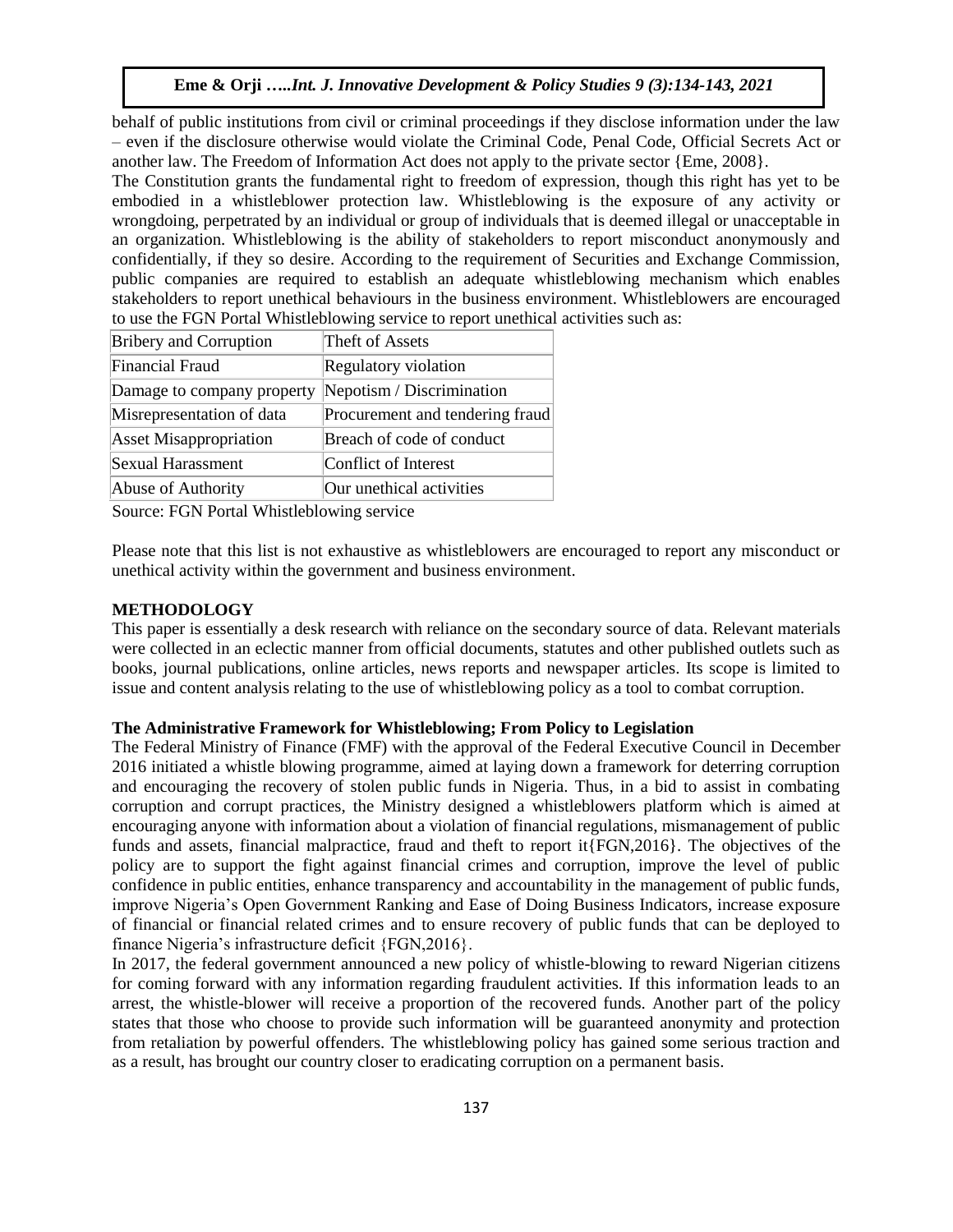behalf of public institutions from civil or criminal proceedings if they disclose information under the law – even if the disclosure otherwise would violate the Criminal Code, Penal Code, Official Secrets Act or another law. The Freedom of Information Act does not apply to the private sector {Eme, 2008}.

The Constitution grants the fundamental right to freedom of expression, though this right has yet to be embodied in a whistleblower protection law. Whistleblowing is the exposure of any activity or wrongdoing, perpetrated by an individual or group of individuals that is deemed illegal or unacceptable in an organization. Whistleblowing is the ability of stakeholders to report misconduct anonymously and confidentially, if they so desire. According to the requirement of Securities and Exchange Commission, public companies are required to establish an adequate whistleblowing mechanism which enables stakeholders to report unethical behaviours in the business environment. Whistleblowers are encouraged to use the FGN Portal Whistleblowing service to report unethical activities such as:

| Bribery and Corruption | Theft of Assets |
|---|---|
| Financial Fraud | Regulatory violation |
| Damage to company property | Nepotism / Discrimination |
| Misrepresentation of data | Procurement and tendering fraud |
| Asset Misappropriation | Breach of code of conduct |
| Sexual Harassment | Conflict of Interest |
| Abuse of Authority | Our unethical activities |

Source: FGN Portal Whistleblowing service

Please note that this list is not exhaustive as whistleblowers are encouraged to report any misconduct or unethical activity within the government and business environment.

## METHODOLOGY

This paper is essentially a desk research with reliance on the secondary source of data. Relevant materials were collected in an eclectic manner from official documents, statutes and other published outlets such as books, journal publications, online articles, news reports and newspaper articles. Its scope is limited to issue and content analysis relating to the use of whistleblowing policy as a tool to combat corruption.

### The Administrative Framework for Whistleblowing; From Policy to Legislation

The Federal Ministry of Finance (FMF) with the approval of the Federal Executive Council in December 2016 initiated a whistle blowing programme, aimed at laying down a framework for deterring corruption and encouraging the recovery of stolen public funds in Nigeria. Thus, in a bid to assist in combating corruption and corrupt practices, the Ministry designed a whistleblowers platform which is aimed at encouraging anyone with information about a violation of financial regulations, mismanagement of public funds and assets, financial malpractice, fraud and theft to report it{FGN,2016}. The objectives of the policy are to support the fight against financial crimes and corruption, improve the level of public confidence in public entities, enhance transparency and accountability in the management of public funds, improve Nigeria's Open Government Ranking and Ease of Doing Business Indicators, increase exposure of financial or financial related crimes and to ensure recovery of public funds that can be deployed to finance Nigeria's infrastructure deficit {FGN,2016}.

In 2017, the federal government announced a new policy of whistle-blowing to reward Nigerian citizens for coming forward with any information regarding fraudulent activities. If this information leads to an arrest, the whistle-blower will receive a proportion of the recovered funds. Another part of the policy states that those who choose to provide such information will be guaranteed anonymity and protection from retaliation by powerful offenders. The whistleblowing policy has gained some serious traction and as a result, has brought our country closer to eradicating corruption on a permanent basis.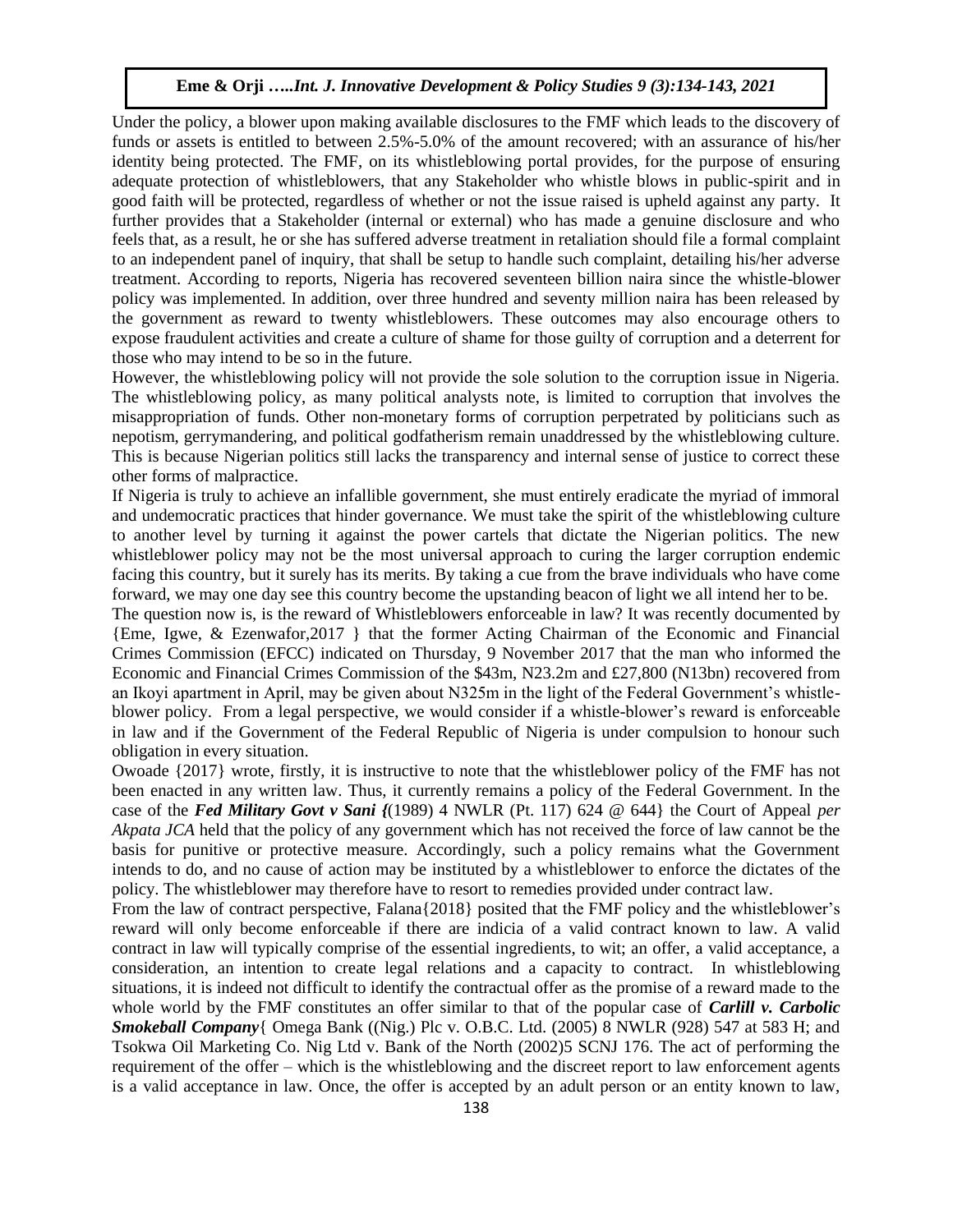Under the policy, a blower upon making available disclosures to the FMF which leads to the discovery of funds or assets is entitled to between 2.5%-5.0% of the amount recovered; with an assurance of his/her identity being protected. The FMF, on its whistleblowing portal provides, for the purpose of ensuring adequate protection of whistleblowers, that any Stakeholder who whistle blows in public-spirit and in good faith will be protected, regardless of whether or not the issue raised is upheld against any party. It further provides that a Stakeholder (internal or external) who has made a genuine disclosure and who feels that, as a result, he or she has suffered adverse treatment in retaliation should file a formal complaint to an independent panel of inquiry, that shall be setup to handle such complaint, detailing his/her adverse treatment. According to reports, Nigeria has recovered seventeen billion naira since the whistle-blower policy was implemented. In addition, over three hundred and seventy million naira has been released by the government as reward to twenty whistleblowers. These outcomes may also encourage others to expose fraudulent activities and create a culture of shame for those guilty of corruption and a deterrent for those who may intend to be so in the future.

However, the whistleblowing policy will not provide the sole solution to the corruption issue in Nigeria. The whistleblowing policy, as many political analysts note, is limited to corruption that involves the misappropriation of funds. Other non-monetary forms of corruption perpetrated by politicians such as nepotism, gerrymandering, and political godfatherism remain unaddressed by the whistleblowing culture. This is because Nigerian politics still lacks the transparency and internal sense of justice to correct these other forms of malpractice.

If Nigeria is truly to achieve an infallible government, she must entirely eradicate the myriad of immoral and undemocratic practices that hinder governance. We must take the spirit of the whistleblowing culture to another level by turning it against the power cartels that dictate the Nigerian politics. The new whistleblower policy may not be the most universal approach to curing the larger corruption endemic facing this country, but it surely has its merits. By taking a cue from the brave individuals who have come forward, we may one day see this country become the upstanding beacon of light we all intend her to be.

The question now is, is the reward of Whistleblowers enforceable in law? It was recently documented by {Eme, Igwe, & Ezenwafor,2017 } that the former Acting Chairman of the Economic and Financial Crimes Commission (EFCC) indicated on Thursday, 9 November 2017 that the man who informed the Economic and Financial Crimes Commission of the $43m, N23.2m and £27,800 (N13bn) recovered from an Ikoyi apartment in April, may be given about N325m in the light of the Federal Government's whistle-blower policy. From a legal perspective, we would consider if a whistle-blower's reward is enforceable in law and if the Government of the Federal Republic of Nigeria is under compulsion to honour such obligation in every situation.

Owoade {2017} wrote, firstly, it is instructive to note that the whistleblower policy of the FMF has not been enacted in any written law. Thus, it currently remains a policy of the Federal Government. In the case of the ***Fed Military Govt v Sani {***(1989) 4 NWLR (Pt. 117) 624 @ 644} the Court of Appeal *per Akpata JCA* held that the policy of any government which has not received the force of law cannot be the basis for punitive or protective measure. Accordingly, such a policy remains what the Government intends to do, and no cause of action may be instituted by a whistleblower to enforce the dictates of the policy. The whistleblower may therefore have to resort to remedies provided under contract law.

From the law of contract perspective, Falana{2018} posited that the FMF policy and the whistleblower's reward will only become enforceable if there are indicia of a valid contract known to law. A valid contract in law will typically comprise of the essential ingredients, to wit; an offer, a valid acceptance, a consideration, an intention to create legal relations and a capacity to contract. In whistleblowing situations, it is indeed not difficult to identify the contractual offer as the promise of a reward made to the whole world by the FMF constitutes an offer similar to that of the popular case of ***Carlill v. Carbolic Smokeball Company***{ Omega Bank ((Nig.) Plc v. O.B.C. Ltd. (2005) 8 NWLR (928) 547 at 583 H; and Tsokwa Oil Marketing Co. Nig Ltd v. Bank of the North (2002)5 SCNJ 176. The act of performing the requirement of the offer – which is the whistleblowing and the discreet report to law enforcement agents is a valid acceptance in law. Once, the offer is accepted by an adult person or an entity known to law,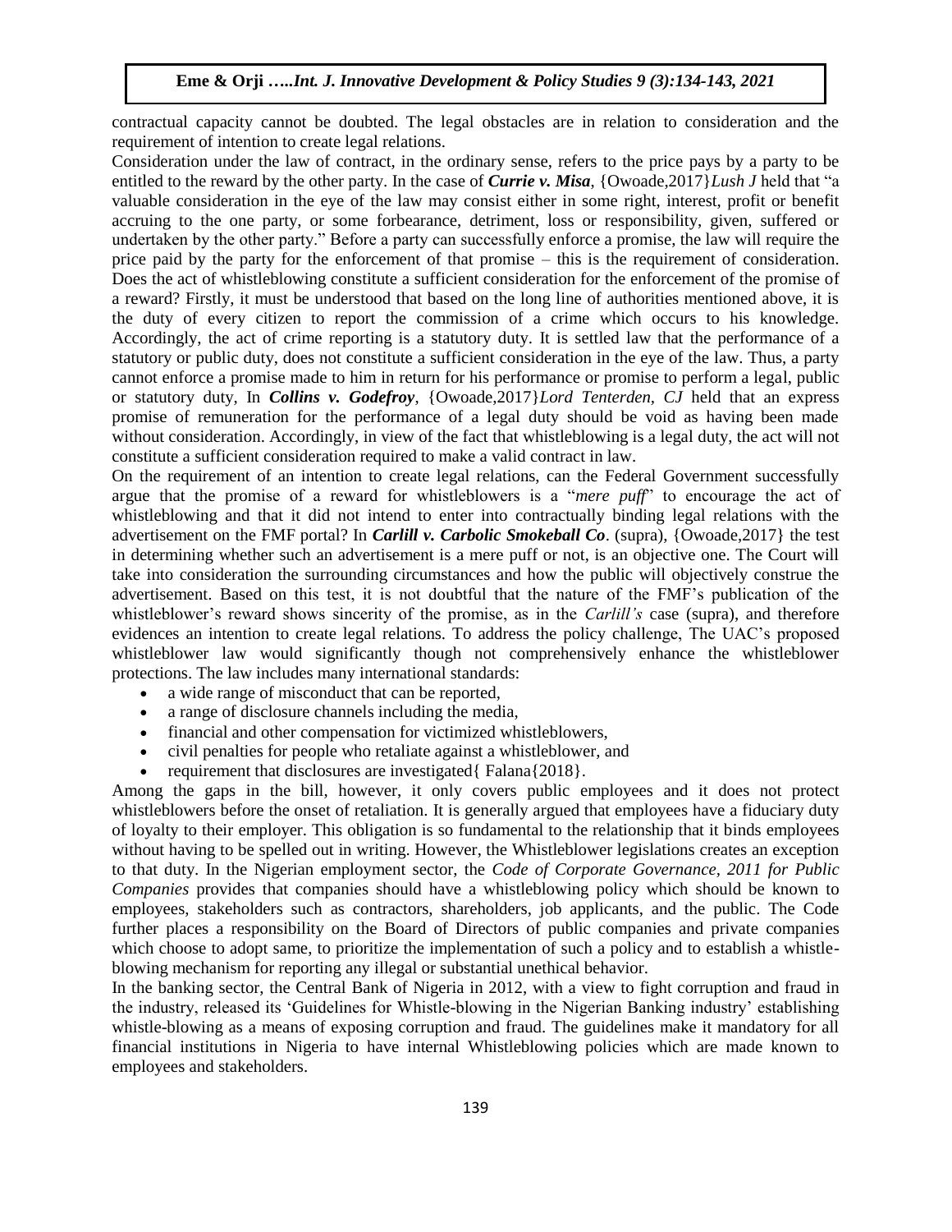contractual capacity cannot be doubted. The legal obstacles are in relation to consideration and the requirement of intention to create legal relations.

Consideration under the law of contract, in the ordinary sense, refers to the price pays by a party to be entitled to the reward by the other party. In the case of ***Currie v. Misa***, {Owoade,2017}*Lush J* held that "a valuable consideration in the eye of the law may consist either in some right, interest, profit or benefit accruing to the one party, or some forbearance, detriment, loss or responsibility, given, suffered or undertaken by the other party." Before a party can successfully enforce a promise, the law will require the price paid by the party for the enforcement of that promise – this is the requirement of consideration. Does the act of whistleblowing constitute a sufficient consideration for the enforcement of the promise of a reward? Firstly, it must be understood that based on the long line of authorities mentioned above, it is the duty of every citizen to report the commission of a crime which occurs to his knowledge. Accordingly, the act of crime reporting is a statutory duty. It is settled law that the performance of a statutory or public duty, does not constitute a sufficient consideration in the eye of the law. Thus, a party cannot enforce a promise made to him in return for his performance or promise to perform a legal, public or statutory duty, In ***Collins v. Godefroy***, {Owoade,2017}*Lord Tenterden, CJ* held that an express promise of remuneration for the performance of a legal duty should be void as having been made without consideration. Accordingly, in view of the fact that whistleblowing is a legal duty, the act will not constitute a sufficient consideration required to make a valid contract in law.

On the requirement of an intention to create legal relations, can the Federal Government successfully argue that the promise of a reward for whistleblowers is a "*mere puff*" to encourage the act of whistleblowing and that it did not intend to enter into contractually binding legal relations with the advertisement on the FMF portal? In ***Carlill v. Carbolic Smokeball Co***. (supra), {Owoade,2017} the test in determining whether such an advertisement is a mere puff or not, is an objective one. The Court will take into consideration the surrounding circumstances and how the public will objectively construe the advertisement. Based on this test, it is not doubtful that the nature of the FMF's publication of the whistleblower's reward shows sincerity of the promise, as in the *Carlill's* case (supra), and therefore evidences an intention to create legal relations. To address the policy challenge, The UAC's proposed whistleblower law would significantly though not comprehensively enhance the whistleblower protections. The law includes many international standards:

- a wide range of misconduct that can be reported,
- a range of disclosure channels including the media,
- financial and other compensation for victimized whistleblowers,
- civil penalties for people who retaliate against a whistleblower, and
- requirement that disclosures are investigated{ Falana{2018}.

Among the gaps in the bill, however, it only covers public employees and it does not protect whistleblowers before the onset of retaliation. It is generally argued that employees have a fiduciary duty of loyalty to their employer. This obligation is so fundamental to the relationship that it binds employees without having to be spelled out in writing. However, the Whistleblower legislations creates an exception to that duty. In the Nigerian employment sector, the *Code of Corporate Governance, 2011 for Public Companies* provides that companies should have a whistleblowing policy which should be known to employees, stakeholders such as contractors, shareholders, job applicants, and the public. The Code further places a responsibility on the Board of Directors of public companies and private companies which choose to adopt same, to prioritize the implementation of such a policy and to establish a whistle-blowing mechanism for reporting any illegal or substantial unethical behavior.

In the banking sector, the Central Bank of Nigeria in 2012, with a view to fight corruption and fraud in the industry, released its 'Guidelines for Whistle-blowing in the Nigerian Banking industry' establishing whistle-blowing as a means of exposing corruption and fraud. The guidelines make it mandatory for all financial institutions in Nigeria to have internal Whistleblowing policies which are made known to employees and stakeholders.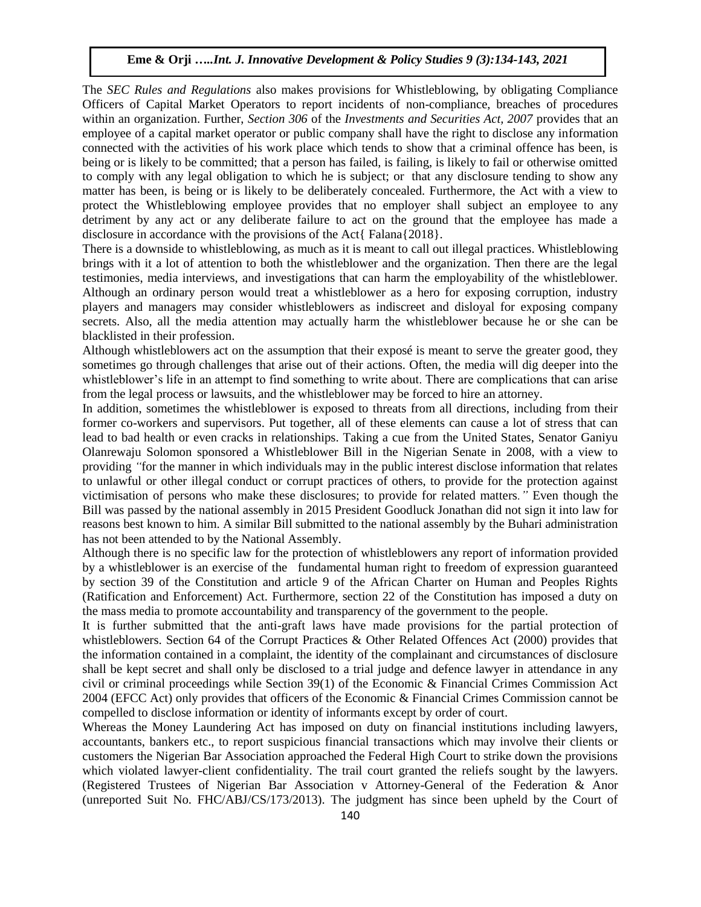The *SEC Rules and Regulations* also makes provisions for Whistleblowing, by obligating Compliance Officers of Capital Market Operators to report incidents of non-compliance, breaches of procedures within an organization. Further, *Section 306* of the *Investments and Securities Act, 2007* provides that an employee of a capital market operator or public company shall have the right to disclose any information connected with the activities of his work place which tends to show that a criminal offence has been, is being or is likely to be committed; that a person has failed, is failing, is likely to fail or otherwise omitted to comply with any legal obligation to which he is subject; or that any disclosure tending to show any matter has been, is being or is likely to be deliberately concealed. Furthermore, the Act with a view to protect the Whistleblowing employee provides that no employer shall subject an employee to any detriment by any act or any deliberate failure to act on the ground that the employee has made a disclosure in accordance with the provisions of the Act{ Falana{2018}.

There is a downside to whistleblowing, as much as it is meant to call out illegal practices. Whistleblowing brings with it a lot of attention to both the whistleblower and the organization. Then there are the legal testimonies, media interviews, and investigations that can harm the employability of the whistleblower. Although an ordinary person would treat a whistleblower as a hero for exposing corruption, industry players and managers may consider whistleblowers as indiscreet and disloyal for exposing company secrets. Also, all the media attention may actually harm the whistleblower because he or she can be blacklisted in their profession.

Although whistleblowers act on the assumption that their exposé is meant to serve the greater good, they sometimes go through challenges that arise out of their actions. Often, the media will dig deeper into the whistleblower's life in an attempt to find something to write about. There are complications that can arise from the legal process or lawsuits, and the whistleblower may be forced to hire an attorney.

In addition, sometimes the whistleblower is exposed to threats from all directions, including from their former co-workers and supervisors. Put together, all of these elements can cause a lot of stress that can lead to bad health or even cracks in relationships. Taking a cue from the United States, Senator Ganiyu Olanrewaju Solomon sponsored a Whistleblower Bill in the Nigerian Senate in 2008, with a view to providing *"*for the manner in which individuals may in the public interest disclose information that relates to unlawful or other illegal conduct or corrupt practices of others, to provide for the protection against victimisation of persons who make these disclosures; to provide for related matters*."* Even though the Bill was passed by the national assembly in 2015 President Goodluck Jonathan did not sign it into law for reasons best known to him. A similar Bill submitted to the national assembly by the Buhari administration has not been attended to by the National Assembly.

Although there is no specific law for the protection of whistleblowers any report of information provided by a whistleblower is an exercise of the fundamental human right to freedom of expression guaranteed by section 39 of the Constitution and article 9 of the African Charter on Human and Peoples Rights (Ratification and Enforcement) Act. Furthermore, section 22 of the Constitution has imposed a duty on the mass media to promote accountability and transparency of the government to the people.

It is further submitted that the anti-graft laws have made provisions for the partial protection of whistleblowers. Section 64 of the Corrupt Practices & Other Related Offences Act (2000) provides that the information contained in a complaint, the identity of the complainant and circumstances of disclosure shall be kept secret and shall only be disclosed to a trial judge and defence lawyer in attendance in any civil or criminal proceedings while Section 39(1) of the Economic & Financial Crimes Commission Act 2004 (EFCC Act) only provides that officers of the Economic & Financial Crimes Commission cannot be compelled to disclose information or identity of informants except by order of court.

Whereas the Money Laundering Act has imposed on duty on financial institutions including lawyers, accountants, bankers etc., to report suspicious financial transactions which may involve their clients or customers the Nigerian Bar Association approached the Federal High Court to strike down the provisions which violated lawyer-client confidentiality. The trail court granted the reliefs sought by the lawyers. (Registered Trustees of Nigerian Bar Association v Attorney-General of the Federation & Anor (unreported Suit No. FHC/ABJ/CS/173/2013). The judgment has since been upheld by the Court of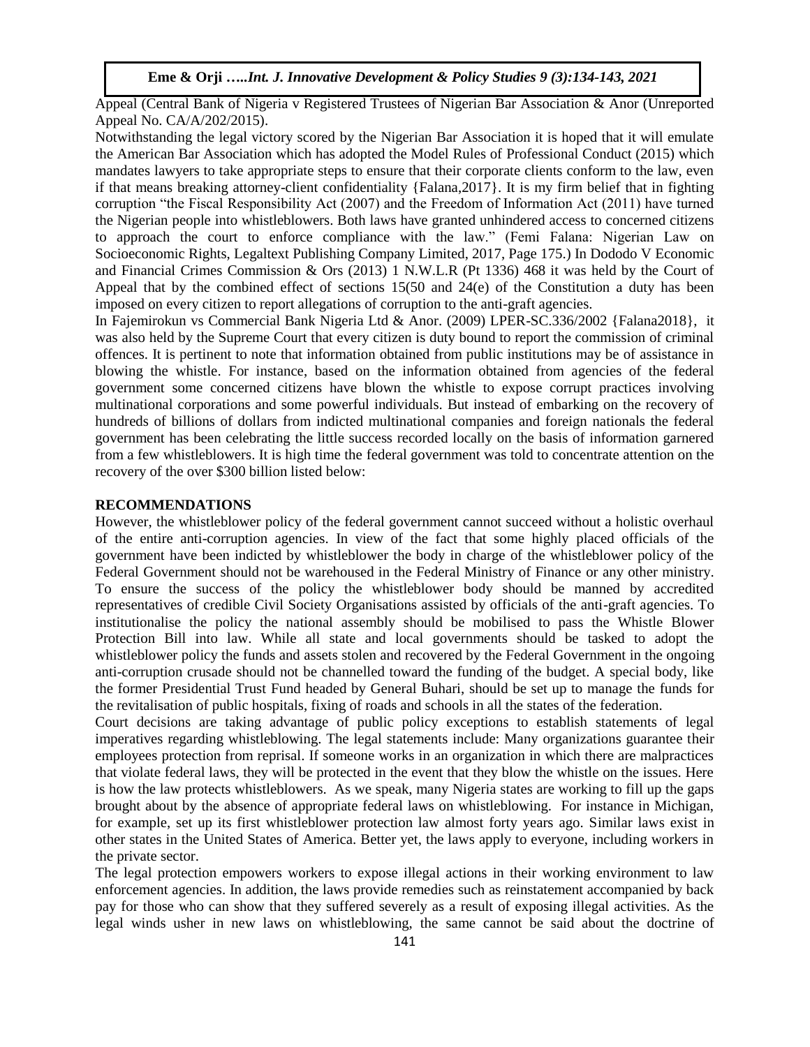Appeal (Central Bank of Nigeria v Registered Trustees of Nigerian Bar Association & Anor (Unreported Appeal No. CA/A/202/2015).

Notwithstanding the legal victory scored by the Nigerian Bar Association it is hoped that it will emulate the American Bar Association which has adopted the Model Rules of Professional Conduct (2015) which mandates lawyers to take appropriate steps to ensure that their corporate clients conform to the law, even if that means breaking attorney-client confidentiality {Falana,2017}. It is my firm belief that in fighting corruption "the Fiscal Responsibility Act (2007) and the Freedom of Information Act (2011) have turned the Nigerian people into whistleblowers. Both laws have granted unhindered access to concerned citizens to approach the court to enforce compliance with the law." (Femi Falana: Nigerian Law on Socioeconomic Rights, Legaltext Publishing Company Limited, 2017, Page 175.) In Dododo V Economic and Financial Crimes Commission & Ors (2013) 1 N.W.L.R (Pt 1336) 468 it was held by the Court of Appeal that by the combined effect of sections 15(50 and 24(e) of the Constitution a duty has been imposed on every citizen to report allegations of corruption to the anti-graft agencies.

In Fajemirokun vs Commercial Bank Nigeria Ltd & Anor. (2009) LPER-SC.336/2002 {Falana2018}, it was also held by the Supreme Court that every citizen is duty bound to report the commission of criminal offences. It is pertinent to note that information obtained from public institutions may be of assistance in blowing the whistle. For instance, based on the information obtained from agencies of the federal government some concerned citizens have blown the whistle to expose corrupt practices involving multinational corporations and some powerful individuals. But instead of embarking on the recovery of hundreds of billions of dollars from indicted multinational companies and foreign nationals the federal government has been celebrating the little success recorded locally on the basis of information garnered from a few whistleblowers. It is high time the federal government was told to concentrate attention on the recovery of the over $300 billion listed below:

## RECOMMENDATIONS

However, the whistleblower policy of the federal government cannot succeed without a holistic overhaul of the entire anti-corruption agencies. In view of the fact that some highly placed officials of the government have been indicted by whistleblower the body in charge of the whistleblower policy of the Federal Government should not be warehoused in the Federal Ministry of Finance or any other ministry. To ensure the success of the policy the whistleblower body should be manned by accredited representatives of credible Civil Society Organisations assisted by officials of the anti-graft agencies. To institutionalise the policy the national assembly should be mobilised to pass the Whistle Blower Protection Bill into law. While all state and local governments should be tasked to adopt the whistleblower policy the funds and assets stolen and recovered by the Federal Government in the ongoing anti-corruption crusade should not be channelled toward the funding of the budget. A special body, like the former Presidential Trust Fund headed by General Buhari, should be set up to manage the funds for the revitalisation of public hospitals, fixing of roads and schools in all the states of the federation.

Court decisions are taking advantage of public policy exceptions to establish statements of legal imperatives regarding whistleblowing. The legal statements include: Many organizations guarantee their employees protection from reprisal. If someone works in an organization in which there are malpractices that violate federal laws, they will be protected in the event that they blow the whistle on the issues. Here is how the law protects whistleblowers. As we speak, many Nigeria states are working to fill up the gaps brought about by the absence of appropriate federal laws on whistleblowing. For instance in Michigan, for example, set up its first whistleblower protection law almost forty years ago. Similar laws exist in other states in the United States of America. Better yet, the laws apply to everyone, including workers in the private sector.

The legal protection empowers workers to expose illegal actions in their working environment to law enforcement agencies. In addition, the laws provide remedies such as reinstatement accompanied by back pay for those who can show that they suffered severely as a result of exposing illegal activities. As the legal winds usher in new laws on whistleblowing, the same cannot be said about the doctrine of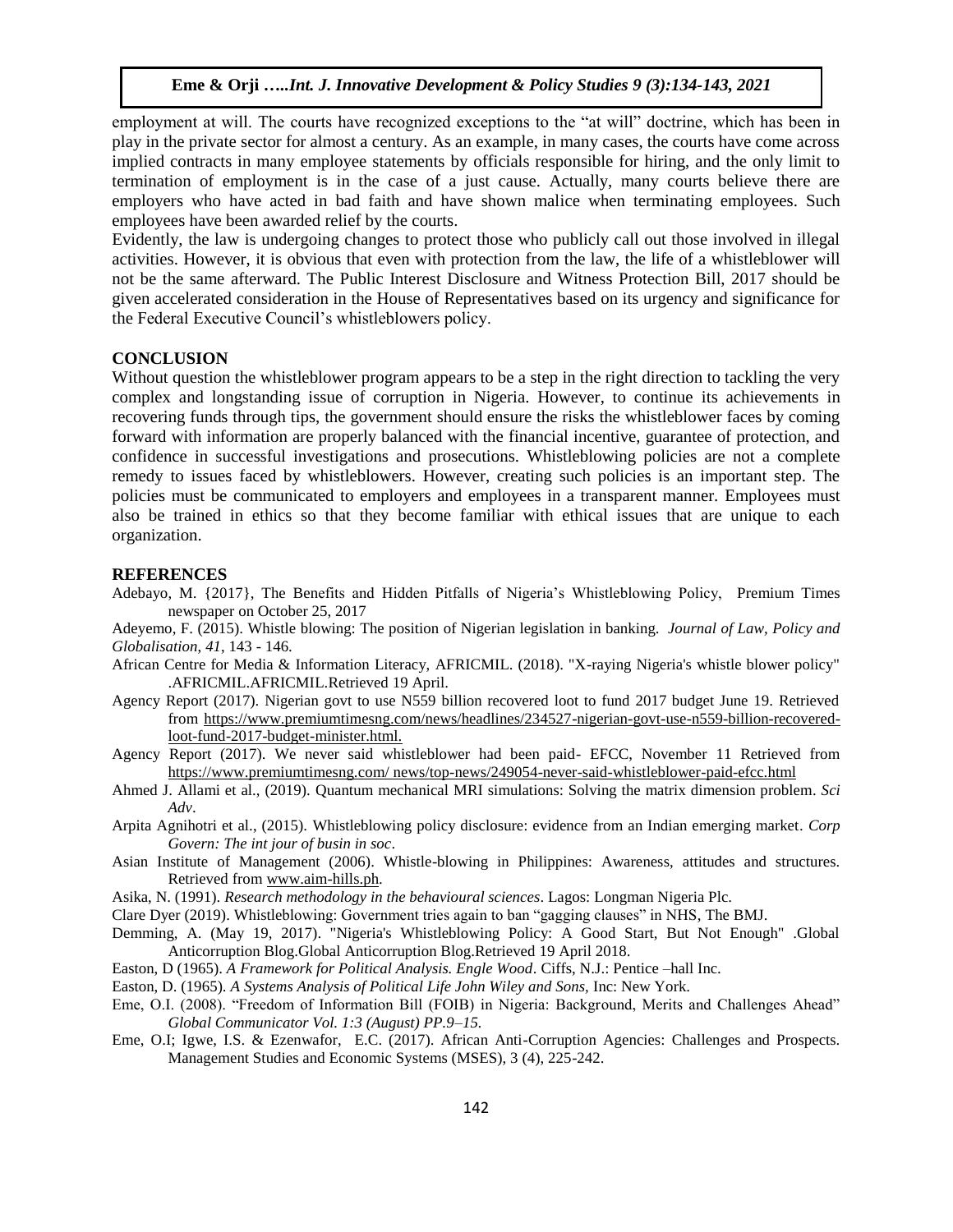employment at will. The courts have recognized exceptions to the "at will" doctrine, which has been in play in the private sector for almost a century. As an example, in many cases, the courts have come across implied contracts in many employee statements by officials responsible for hiring, and the only limit to termination of employment is in the case of a just cause. Actually, many courts believe there are employers who have acted in bad faith and have shown malice when terminating employees. Such employees have been awarded relief by the courts.

Evidently, the law is undergoing changes to protect those who publicly call out those involved in illegal activities. However, it is obvious that even with protection from the law, the life of a whistleblower will not be the same afterward. The Public Interest Disclosure and Witness Protection Bill, 2017 should be given accelerated consideration in the House of Representatives based on its urgency and significance for the Federal Executive Council's whistleblowers policy.

## CONCLUSION

Without question the whistleblower program appears to be a step in the right direction to tackling the very complex and longstanding issue of corruption in Nigeria. However, to continue its achievements in recovering funds through tips, the government should ensure the risks the whistleblower faces by coming forward with information are properly balanced with the financial incentive, guarantee of protection, and confidence in successful investigations and prosecutions. Whistleblowing policies are not a complete remedy to issues faced by whistleblowers. However, creating such policies is an important step. The policies must be communicated to employers and employees in a transparent manner. Employees must also be trained in ethics so that they become familiar with ethical issues that are unique to each organization.

## REFERENCES

Adebayo, M. {2017}, The Benefits and Hidden Pitfalls of Nigeria's Whistleblowing Policy, Premium Times newspaper on October 25, 2017

Adeyemo, F. (2015). Whistle blowing: The position of Nigerian legislation in banking. *Journal of Law, Policy and Globalisation, 41*, 143 - 146.

African Centre for Media & Information Literacy, AFRICMIL. (2018). "X-raying Nigeria's whistle blower policy" .AFRICMIL.AFRICMIL.Retrieved 19 April.

Agency Report (2017). Nigerian govt to use N559 billion recovered loot to fund 2017 budget June 19. Retrieved from https://www.premiumtimesng.com/news/headlines/234527-nigerian-govt-use-n559-billion-recovered-loot-fund-2017-budget-minister.html.

Agency Report (2017). We never said whistleblower had been paid- EFCC, November 11 Retrieved from https://www.premiumtimesng.com/ news/top-news/249054-never-said-whistleblower-paid-efcc.html

Ahmed J. Allami et al., (2019). Quantum mechanical MRI simulations: Solving the matrix dimension problem. *Sci Adv*.

Arpita Agnihotri et al., (2015). Whistleblowing policy disclosure: evidence from an Indian emerging market. *Corp Govern: The int jour of busin in soc*.

Asian Institute of Management (2006). Whistle-blowing in Philippines: Awareness, attitudes and structures. Retrieved from www.aim-hills.ph.

Asika, N. (1991). *Research methodology in the behavioural sciences*. Lagos: Longman Nigeria Plc.

Clare Dyer (2019). Whistleblowing: Government tries again to ban "gagging clauses" in NHS, The BMJ.

Demming, A. (May 19, 2017). "Nigeria's Whistleblowing Policy: A Good Start, But Not Enough" .Global Anticorruption Blog.Global Anticorruption Blog.Retrieved 19 April 2018.

Easton, D (1965). *A Framework for Political Analysis. Engle Wood*. Ciffs, N.J.: Pentice –hall Inc.

Easton, D. (1965). *A Systems Analysis of Political Life John Wiley and Sons,* Inc: New York.

Eme, O.I. (2008). "Freedom of Information Bill (FOIB) in Nigeria: Background, Merits and Challenges Ahead" *Global Communicator Vol. 1:3 (August) PP.9–15.*

Eme, O.I; Igwe, I.S. & Ezenwafor, E.C. (2017). African Anti-Corruption Agencies: Challenges and Prospects. Management Studies and Economic Systems (MSES), 3 (4), 225-242.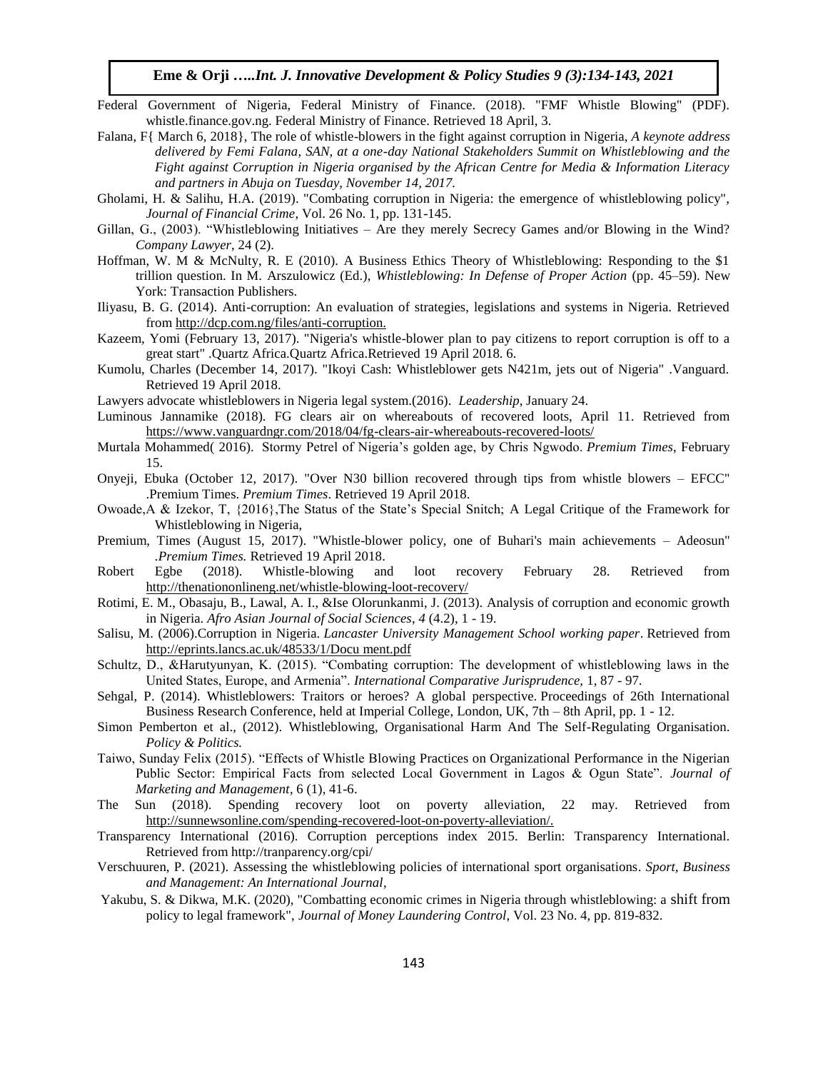Federal Government of Nigeria, Federal Ministry of Finance. (2018). "FMF Whistle Blowing" (PDF). whistle.finance.gov.ng. Federal Ministry of Finance. Retrieved 18 April, 3.

Falana, F{ March 6, 2018}, The role of whistle-blowers in the fight against corruption in Nigeria, *A keynote address delivered by Femi Falana, SAN, at a one-day National Stakeholders Summit on Whistleblowing and the Fight against Corruption in Nigeria organised by the African Centre for Media & Information Literacy and partners in Abuja on Tuesday, November 14, 2017.*

Gholami, H. & Salihu, H.A. (2019). "Combating corruption in Nigeria: the emergence of whistleblowing policy", *Journal of Financial Crime*, Vol. 26 No. 1, pp. 131-145.

Gillan, G., (2003). "Whistleblowing Initiatives – Are they merely Secrecy Games and/or Blowing in the Wind? *Company Lawyer*, 24 (2).

Hoffman, W. M & McNulty, R. E (2010). A Business Ethics Theory of Whistleblowing: Responding to the $1 trillion question. In M. Arszulowicz (Ed.), *Whistleblowing: In Defense of Proper Action* (pp. 45–59). New York: Transaction Publishers.

Iliyasu, B. G. (2014). Anti-corruption: An evaluation of strategies, legislations and systems in Nigeria. Retrieved from http://dcp.com.ng/files/anti-corruption.

Kazeem, Yomi (February 13, 2017). "Nigeria's whistle-blower plan to pay citizens to report corruption is off to a great start" .Quartz Africa.Quartz Africa.Retrieved 19 April 2018. 6.

Kumolu, Charles (December 14, 2017). "Ikoyi Cash: Whistleblower gets N421m, jets out of Nigeria" .Vanguard. Retrieved 19 April 2018.

Lawyers advocate whistleblowers in Nigeria legal system.(2016). *Leadership*, January 24.

Luminous Jannamike (2018). FG clears air on whereabouts of recovered loots, April 11. Retrieved from https://www.vanguardngr.com/2018/04/fg-clears-air-whereabouts-recovered-loots/

Murtala Mohammed( 2016). Stormy Petrel of Nigeria's golden age, by Chris Ngwodo. *Premium Times*, February 15.

Onyeji, Ebuka (October 12, 2017). "Over N30 billion recovered through tips from whistle blowers – EFCC" .Premium Times. *Premium Times*. Retrieved 19 April 2018.

Owoade,A & Izekor, T, {2016},The Status of the State's Special Snitch; A Legal Critique of the Framework for Whistleblowing in Nigeria,

Premium, Times (August 15, 2017). "Whistle-blower policy, one of Buhari's main achievements – Adeosun" .*Premium Times.* Retrieved 19 April 2018.

Robert Egbe (2018). Whistle-blowing and loot recovery February 28. Retrieved from http://thenationonlineng.net/whistle-blowing-loot-recovery/

Rotimi, E. M., Obasaju, B., Lawal, A. I., &Ise Olorunkanmi, J. (2013). Analysis of corruption and economic growth in Nigeria. *Afro Asian Journal of Social Sciences*, *4* (4.2), 1 - 19.

Salisu, M. (2006).Corruption in Nigeria. *Lancaster University Management School working paper*. Retrieved from http://eprints.lancs.ac.uk/48533/1/Docu ment.pdf

Schultz, D., &Harutyunyan, K. (2015). "Combating corruption: The development of whistleblowing laws in the United States, Europe, and Armenia". *International Comparative Jurisprudence,* 1, 87 - 97.

Sehgal, P. (2014). Whistleblowers: Traitors or heroes? A global perspective. Proceedings of 26th International Business Research Conference, held at Imperial College, London, UK, 7th – 8th April, pp. 1 - 12.

Simon Pemberton et al., (2012). Whistleblowing, Organisational Harm And The Self-Regulating Organisation. *Policy & Politics.*

Taiwo, Sunday Felix (2015). "Effects of Whistle Blowing Practices on Organizational Performance in the Nigerian Public Sector: Empirical Facts from selected Local Government in Lagos & Ogun State". *Journal of Marketing and Management*, 6 (1), 41-6.

The Sun (2018). Spending recovery loot on poverty alleviation, 22 may. Retrieved from http://sunnewsonline.com/spending-recovered-loot-on-poverty-alleviation/.

Transparency International (2016). Corruption perceptions index 2015. Berlin: Transparency International. Retrieved from http://tranparency.org/cpi/

Verschuuren, P. (2021). Assessing the whistleblowing policies of international sport organisations. *Sport, Business and Management: An International Journal*,

Yakubu, S. & Dikwa, M.K. (2020), "Combatting economic crimes in Nigeria through whistleblowing: a shift from policy to legal framework", *Journal of Money Laundering Control*, Vol. 23 No. 4, pp. 819-832.